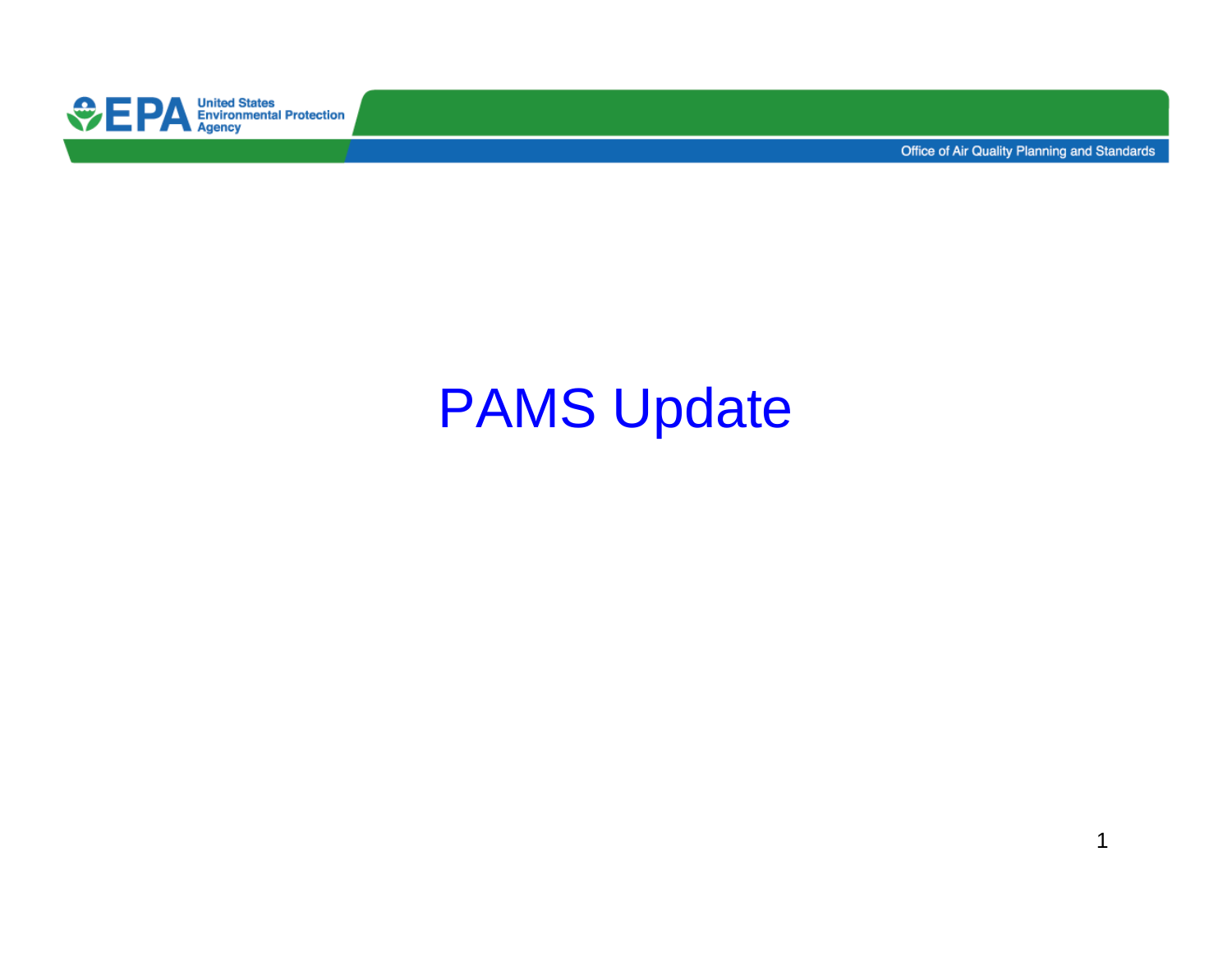United States Environmental Protection Agency

Office of Air Quality Planning and Standards

# PAMS Update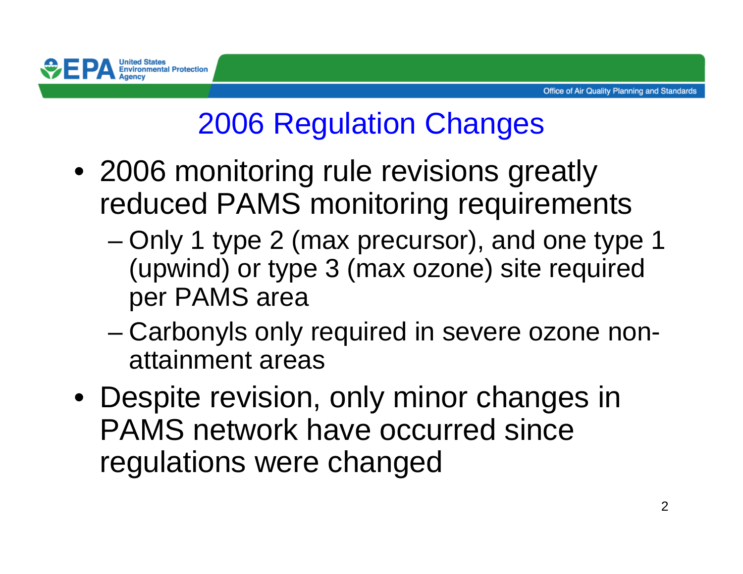# 2006 Regulation Changes

- 2006 monitoring rule revisions greatly reduced PAMS monitoring requirements
  - Only 1 type 2 (max precursor), and one type 1 (upwind) or type 3 (max ozone) site required per PAMS area
  - Carbonyls only required in severe ozone non-attainment areas
- Despite revision, only minor changes in PAMS network have occurred since regulations were changed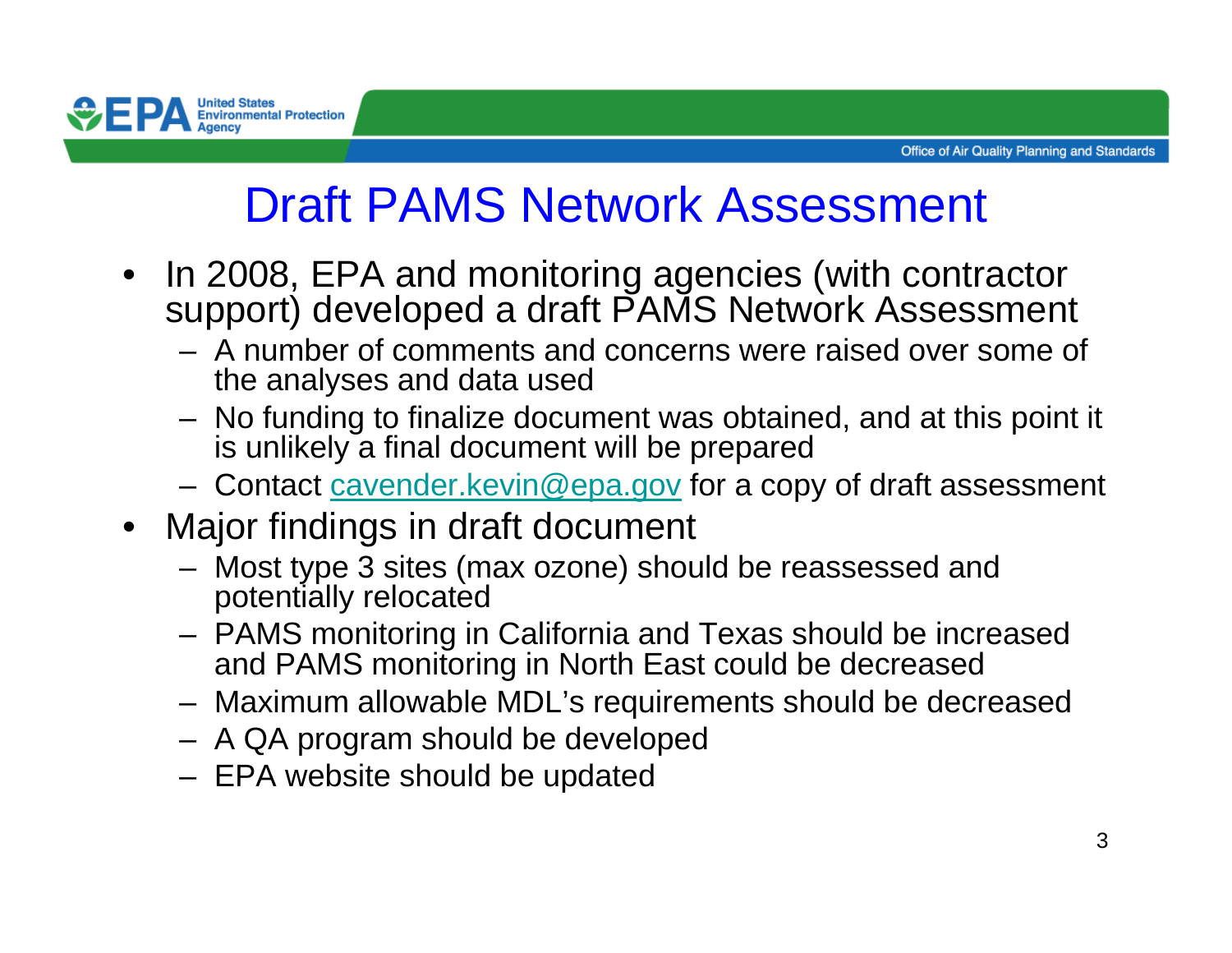# Draft PAMS Network Assessment

- In 2008, EPA and monitoring agencies (with contractor support) developed a draft PAMS Network Assessment
  - A number of comments and concerns were raised over some of the analyses and data used
  - No funding to finalize document was obtained, and at this point it is unlikely a final document will be prepared
  - Contact cavender.kevin@epa.gov for a copy of draft assessment
- Major findings in draft document
  - Most type 3 sites (max ozone) should be reassessed and potentially relocated
  - PAMS monitoring in California and Texas should be increased and PAMS monitoring in North East could be decreased
  - Maximum allowable MDL's requirements should be decreased
  - A QA program should be developed
  - EPA website should be updated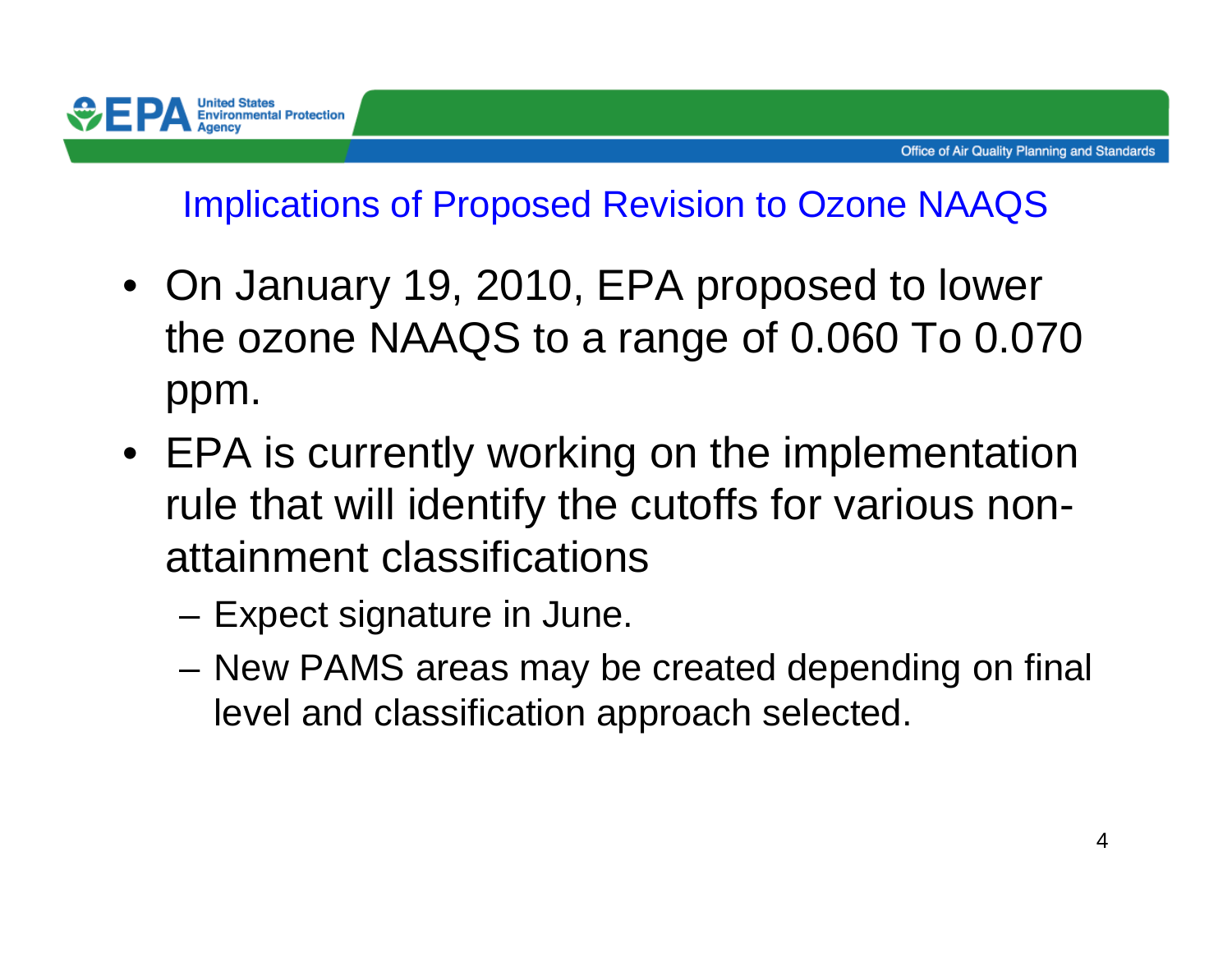## Implications of Proposed Revision to Ozone NAAQS

- On January 19, 2010, EPA proposed to lower the ozone NAAQS to a range of 0.060 To 0.070 ppm.
- EPA is currently working on the implementation rule that will identify the cutoffs for various non-attainment classifications
  - Expect signature in June.
  - New PAMS areas may be created depending on final level and classification approach selected.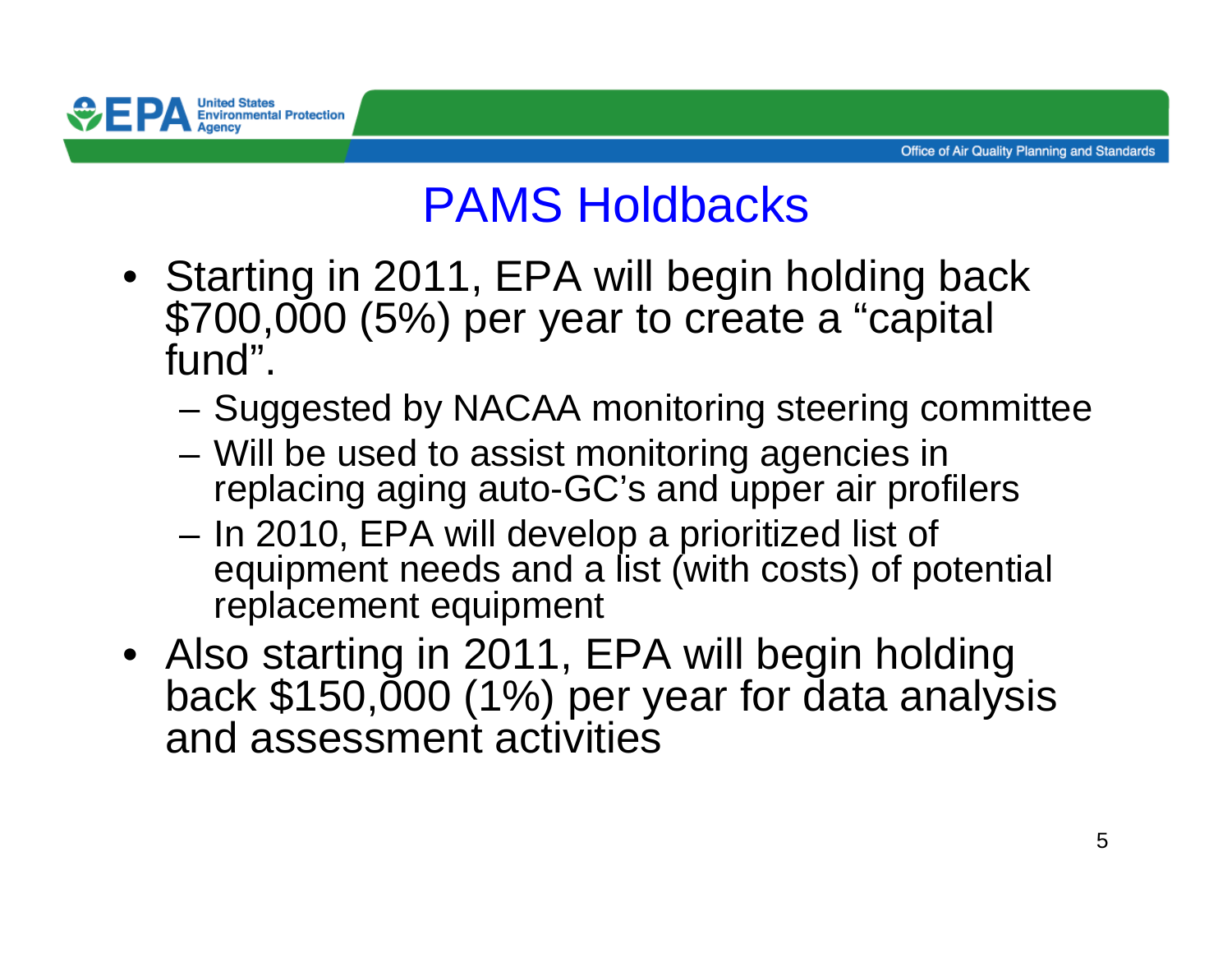# PAMS Holdbacks

- Starting in 2011, EPA will begin holding back $700,000 (5%) per year to create a “capital fund”.
  - Suggested by NACAA monitoring steering committee
  - Will be used to assist monitoring agencies in replacing aging auto-GC’s and upper air profilers
  - In 2010, EPA will develop a prioritized list of equipment needs and a list (with costs) of potential replacement equipment
- Also starting in 2011, EPA will begin holding back $150,000 (1%) per year for data analysis and assessment activities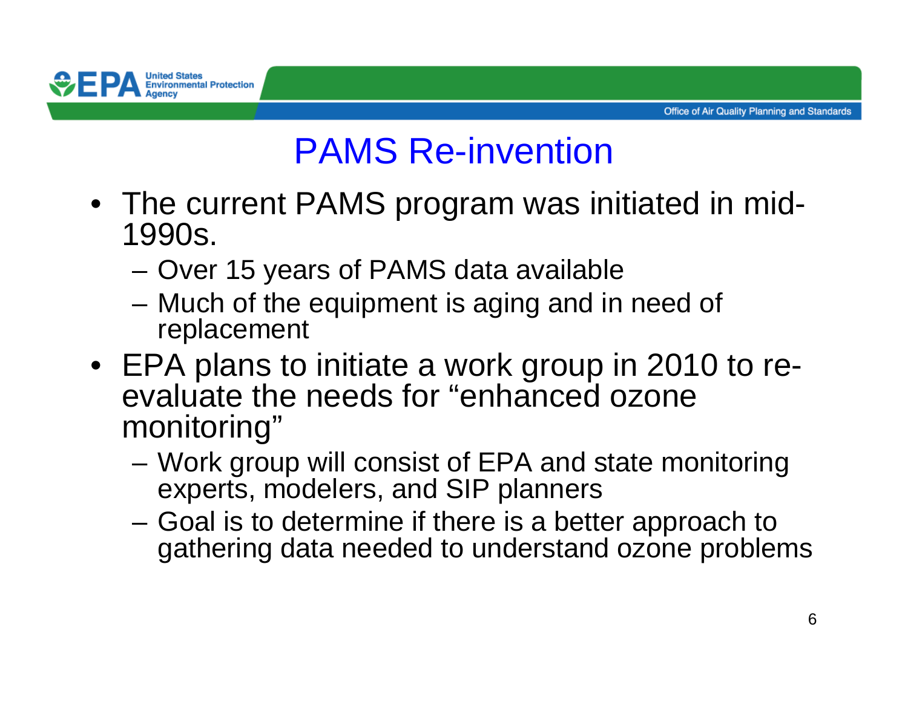# PAMS Re-invention

- The current PAMS program was initiated in mid-1990s.
  - Over 15 years of PAMS data available
  - Much of the equipment is aging and in need of replacement
- EPA plans to initiate a work group in 2010 to re-evaluate the needs for "enhanced ozone monitoring"
  - Work group will consist of EPA and state monitoring experts, modelers, and SIP planners
  - Goal is to determine if there is a better approach to gathering data needed to understand ozone problems